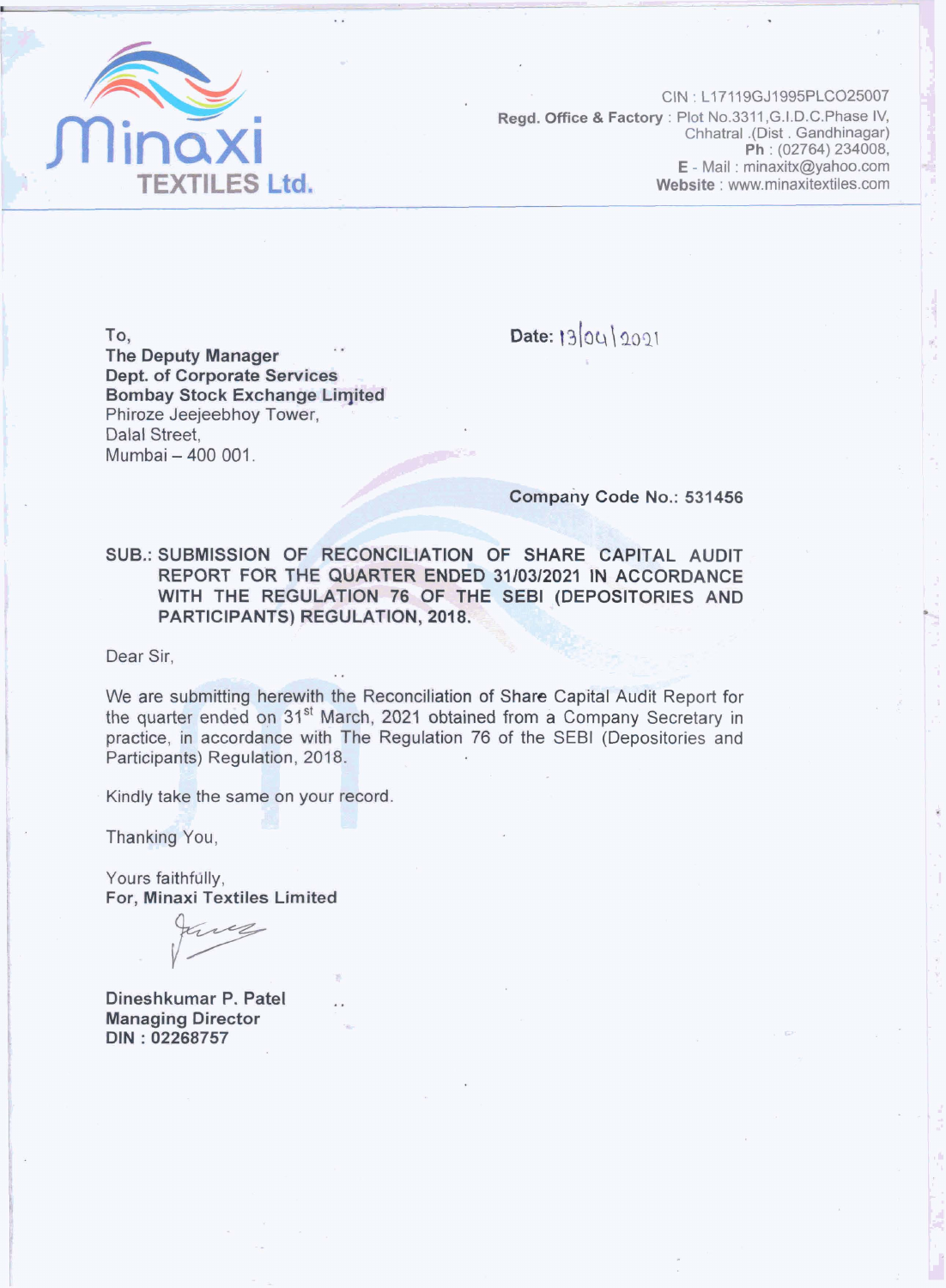**Minaxi TEXTILES Ltd.**

CIN : L17119GJ1995PLCO25007
**Regd. Office & Factory** : Plot No.3311,G.I.D.C.Phase IV,
Chhatral .(Dist . Gandhinagar)
**Ph** : (02764) 234008,
**E** - Mail : minaxitx@yahoo.com
**Website** : www.minaxitextiles.com

**To,**
**The Deputy Manager**
**Dept. of Corporate Services**
**Bombay Stock Exchange Limited**
Phiroze Jeejeebhoy Tower,
Dalal Street,
Mumbai – 400 001.

**Date:** 13/04/2021

**Company Code No.: 531456**

**SUB.: SUBMISSION OF RECONCILIATION OF SHARE CAPITAL AUDIT REPORT FOR THE QUARTER ENDED 31/03/2021 IN ACCORDANCE WITH THE REGULATION 76 OF THE SEBI (DEPOSITORIES AND PARTICIPANTS) REGULATION, 2018.**

Dear Sir,

We are submitting herewith the Reconciliation of Share Capital Audit Report for the quarter ended on 31st March, 2021 obtained from a Company Secretary in practice, in accordance with The Regulation 76 of the SEBI (Depositories and Participants) Regulation, 2018.

Kindly take the same on your record.

Thanking You,

Yours faithfully,
**For, Minaxi Textiles Limited**

**Dineshkumar P. Patel**
**Managing Director**
**DIN : 02268757**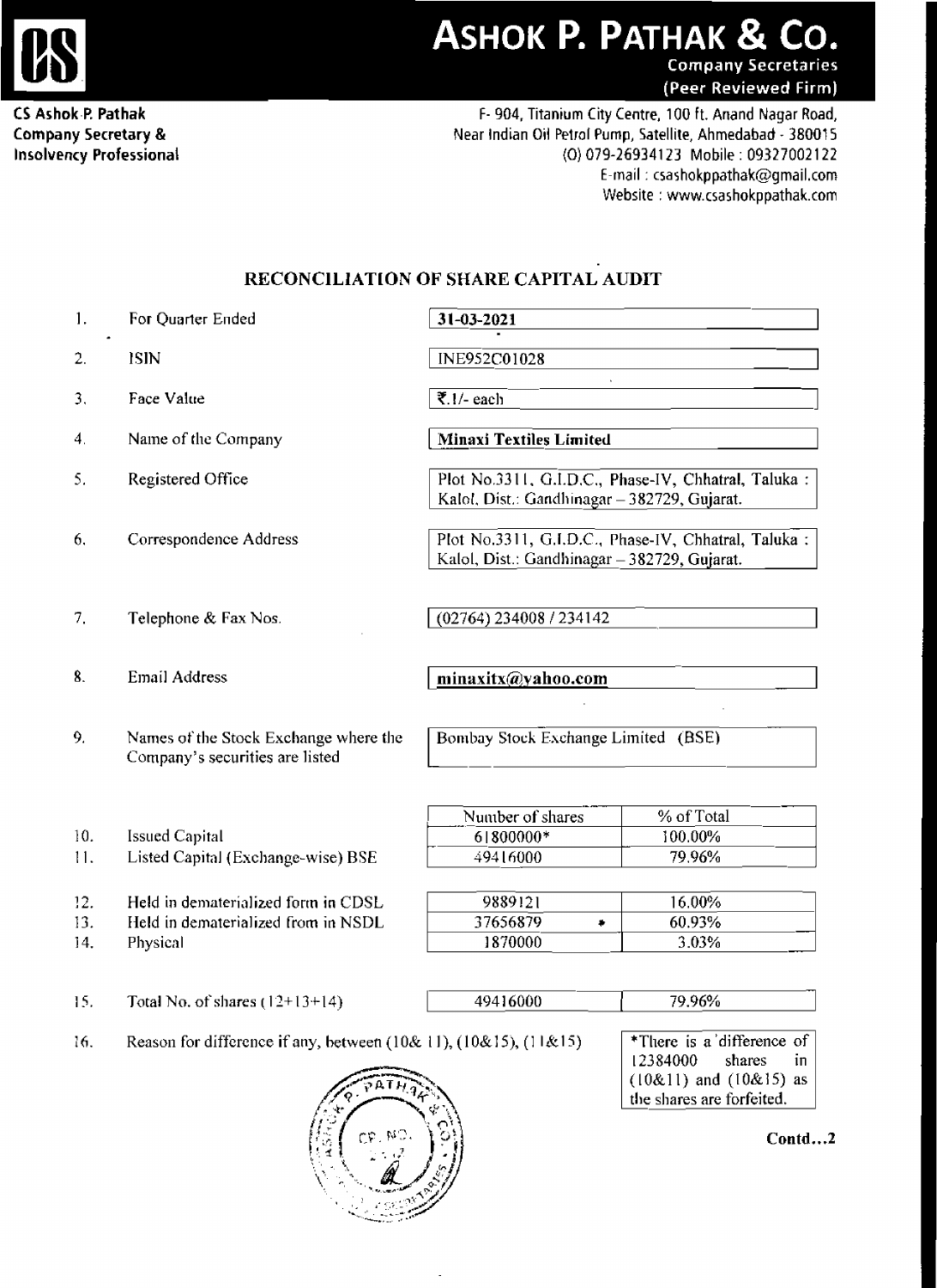# ASHOK P. PATHAK & Co.

**Company Secretaries**
**(Peer Reviewed Firm)**

**CS Ashok P. Pathak**
**Company Secretary &**
**Insolvency Professional**

F- 904, Titanium City Centre, 100 ft. Anand Nagar Road,
Near Indian Oil Petrol Pump, Satellite, Ahmedabad - 380015
(O) 079-26934123 Mobile : 09327002122
E-mail : csashokppathak@gmail.com
Website : www.csashokppathak.com

## RECONCILIATION OF SHARE CAPITAL AUDIT

| | | |
|---|---|---|
| 1. | For Quarter Ended | **31-03-2021** |
| 2. | ISIN | INE952C01028 |
| 3. | Face Value | ₹.1/- each |
| 4. | Name of the Company | **Minaxi Textiles Limited** |
| 5. | Registered Office | Plot No.3311, G.I.D.C., Phase-IV, Chhatral, Taluka : Kalol, Dist.: Gandhinagar – 382729, Gujarat. |
| 6. | Correspondence Address | Plot No.3311, G.I.D.C., Phase-IV, Chhatral, Taluka : Kalol, Dist.: Gandhinagar – 382729, Gujarat. |
| 7. | Telephone & Fax Nos. | (02764) 234008 / 234142 |
| 8. | Email Address | **minaxitx@yahoo.com** |
| 9. | Names of the Stock Exchange where the Company's securities are listed | Bombay Stock Exchange Limited (BSE) |

| | | Number of shares | % of Total |
|---|---|---|---|
| 10. | Issued Capital | 61800000* | 100.00% |
| 11. | Listed Capital (Exchange-wise) BSE | 49416000 | 79.96% |

| | | | |
|---|---|---|---|
| 12. | Held in dematerialized form in CDSL | 9889121 | 16.00% |
| 13. | Held in dematerialized from in NSDL | 37656879 | 60.93% |
| 14. | Physical | 1870000 | 3.03% |

| | | | |
|---|---|---|---|
| 15. | Total No. of shares (12+13+14) | 49416000 | 79.96% |

16. Reason for difference if any, between (10& 11), (10&15), (11&15)

*There is a difference of 12384000 shares in (10&11) and (10&15) as the shares are forfeited.

**Contd...2**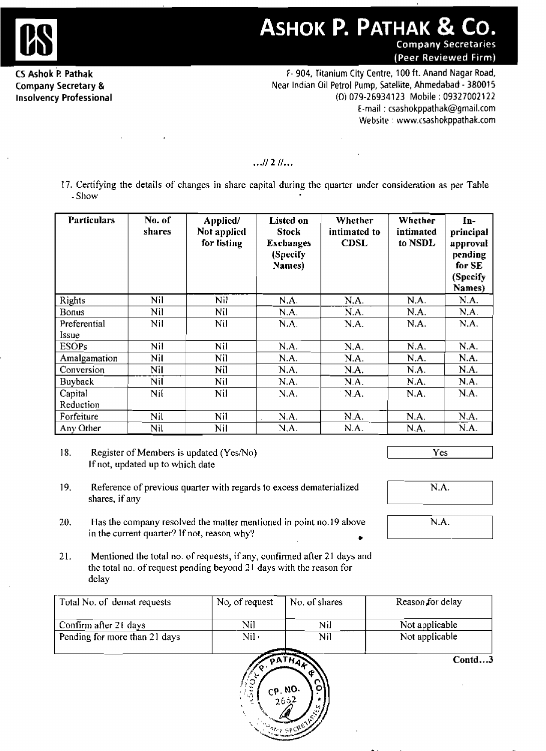...// 2 //...

17. Certifying the details of changes in share capital during the quarter under consideration as per Table - Show

| Particulars | No. of shares | Applied/ Not applied for listing | Listed on Stock Exchanges (Specify Names) | Whether intimated to CDSL | Whether intimated to NSDL | In-principal approval pending for SE (Specify Names) |
|---|---|---|---|---|---|---|
| Rights | Nil | Nil | N.A. | N.A. | N.A. | N.A. |
| Bonus | Nil | Nil | N.A. | N.A. | N.A. | N.A. |
| Preferential Issue | Nil | Nil | N.A. | N.A. | N.A. | N.A. |
| ESOPs | Nil | Nil | N.A. | N.A. | N.A. | N.A. |
| Amalgamation | Nil | Nil | N.A. | N.A. | N.A. | N.A. |
| Conversion | Nil | Nil | N.A. | N.A. | N.A. | N.A. |
| Buyback | Nil | Nil | N.A. | N.A. | N.A. | N.A. |
| Capital Reduction | Nil | Nil | N.A. | N.A. | N.A. | N.A. |
| Forfeiture | Nil | Nil | N.A. | N.A. | N.A. | N.A. |
| Any Other | Nil | Nil | N.A. | N.A. | N.A. | N.A. |

18. Register of Members is updated (Yes/No) If not, updated up to which date — **Yes**

19. Reference of previous quarter with regards to excess dematerialized shares, if any — **N.A.**

20. Has the company resolved the matter mentioned in point no.19 above in the current quarter? If not, reason why? — **N.A.**

21. Mentioned the total no. of requests, if any, confirmed after 21 days and the total no. of request pending beyond 21 days with the reason for delay

| Total No. of demat requests | No, of request | No. of shares | Reason for delay |
|---|---|---|---|
| Confirm after 21 days | Nil | Nil | Not applicable |
| Pending for more than 21 days | Nil | Nil | Not applicable |

Contd...3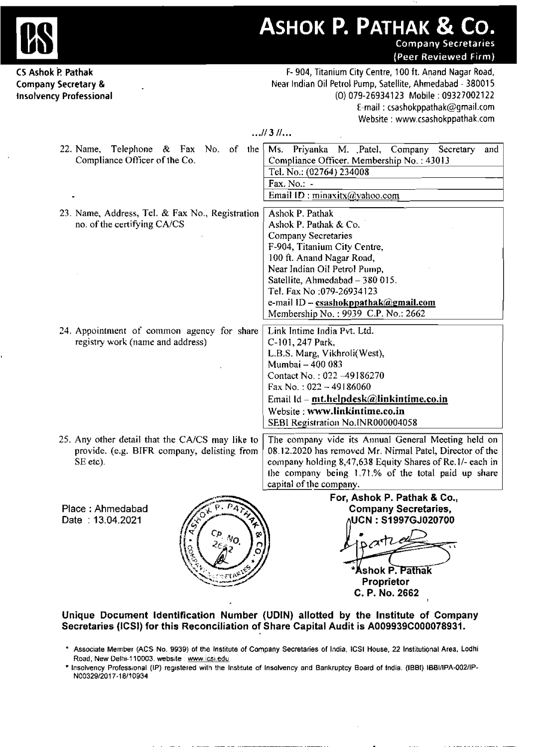# ASHOK P. PATHAK & CO.

**Company Secretaries**
**(Peer Reviewed Firm)**

**CS Ashok P. Pathak**
**Company Secretary &**
**Insolvency Professional**

F- 904, Titanium City Centre, 100 ft. Anand Nagar Road,
Near Indian Oil Petrol Pump, Satellite, Ahmedabad - 380015
(O) 079-26934123 Mobile : 09327002122
E-mail : csashokppathak@gmail.com
Website : www.csashokppathak.com

...// 3 //...

| | |
|---|---|
| 22. Name, Telephone & Fax No. of the Compliance Officer of the Co. | Ms. Priyanka M. Patel, Company Secretary and Compliance Officer. Membership No. : 43013<br>Tel. No.: (02764) 234008<br>Fax. No.: -<br>Email ID : minaxitx@yahoo.com |
| 23. Name, Address, Tel. & Fax No., Registration no. of the certifying CA/CS | Ashok P. Pathak<br>Ashok P. Pathak & Co.<br>Company Secretaries<br>F-904, Titanium City Centre,<br>100 ft. Anand Nagar Road,<br>Near Indian Oil Petrol Pump,<br>Satellite, Ahmedabad – 380 015.<br>Tel. Fax No :079-26934123<br>e-mail ID – **csashokppathak@gmail.com**<br>Membership No. : 9939 C.P. No.: 2662 |
| 24. Appointment of common agency for share registry work (name and address) | Link Intime India Pvt. Ltd.<br>C-101, 247 Park,<br>L.B.S. Marg, Vikhroli(West),<br>Mumbai – 400 083<br>Contact No. : 022 –49186270<br>Fax No. : 022 – 49186060<br>Email Id – **mt.helpdesk@linkintime.co.in**<br>Website : **www.linkintime.co.in**<br>SEBI Registration No.INR000004058 |
| 25. Any other detail that the CA/CS may like to provide. (e.g. BIFR company, delisting from SE etc). | The company vide its Annual General Meeting held on 08.12.2020 has removed Mr. Nirmal Patel, Director of the company holding 8,47,638 Equity Shares of Re.1/- each in the company being 1.71.% of the total paid up share capital of the company. |

Place : Ahmedabad
Date : 13.04.2021

**For, Ashok P. Pathak & Co.,**
**Company Secretaries,**
**UCN : S1997GJ020700**

***Ashok P. Pathak**
**Proprietor**
**C. P. No. 2662**

**Unique Document Identification Number (UDIN) allotted by the Institute of Company Secretaries (ICSI) for this Reconciliation of Share Capital Audit is A009939C000078931.**

\* Associate Member (ACS No. 9939) of the Institute of Company Secretaries of India, ICSI House, 22 Institutional Area, Lodhi Road, New Delhi-110003. website : www.icsi.edu

\* Insolvency Professional (IP) registered with the Institute of Insolvency and Bankruptcy Board of India. (IBBI) IBBI/IPA-002/IP-N00329/2017-18/10934